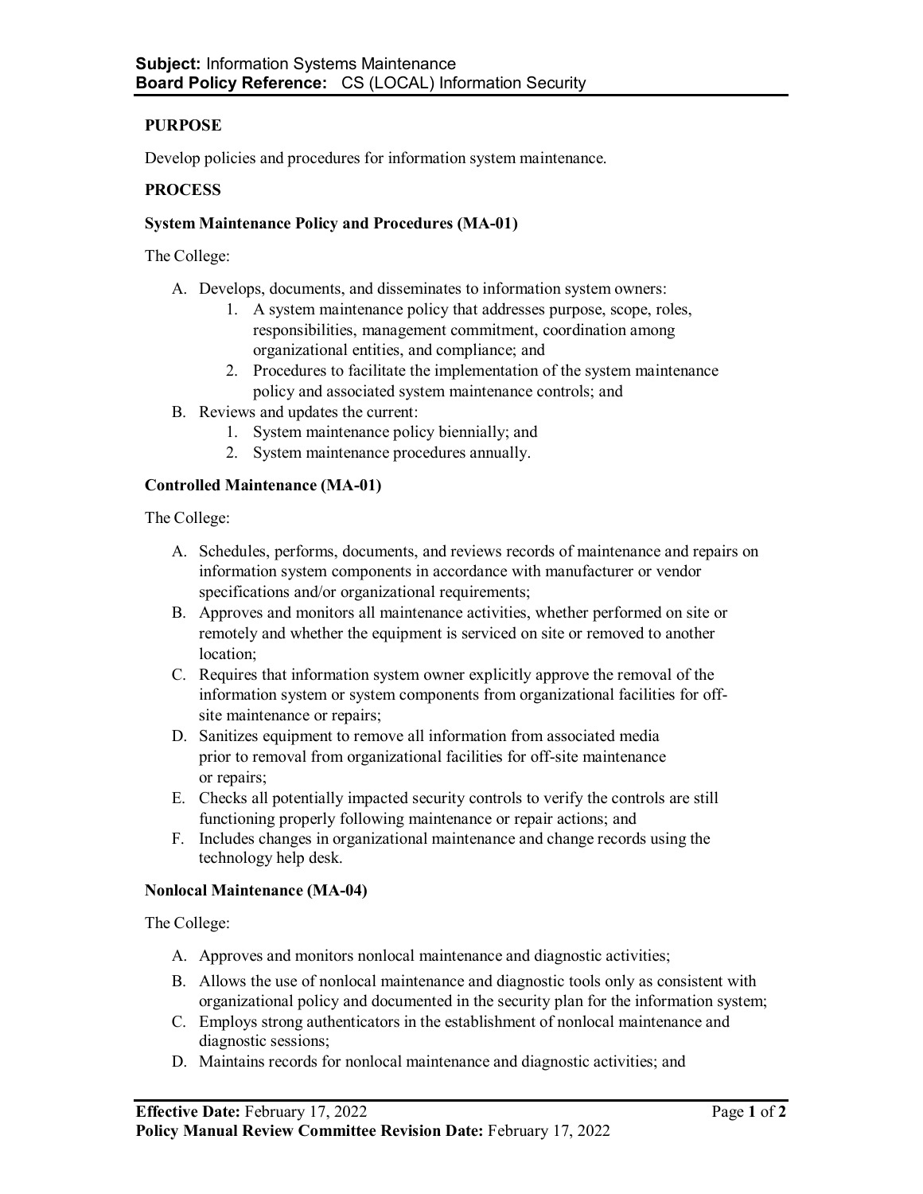**Subject:** Information Systems Maintenance
**Board Policy Reference:** CS (LOCAL) Information Security

## PURPOSE

Develop policies and procedures for information system maintenance.

## PROCESS

### System Maintenance Policy and Procedures (MA-01)

The College:

A. Develops, documents, and disseminates to information system owners:
    1. A system maintenance policy that addresses purpose, scope, roles, responsibilities, management commitment, coordination among organizational entities, and compliance; and
    2. Procedures to facilitate the implementation of the system maintenance policy and associated system maintenance controls; and
B. Reviews and updates the current:
    1. System maintenance policy biennially; and
    2. System maintenance procedures annually.

### Controlled Maintenance (MA-01)

The College:

A. Schedules, performs, documents, and reviews records of maintenance and repairs on information system components in accordance with manufacturer or vendor specifications and/or organizational requirements;
B. Approves and monitors all maintenance activities, whether performed on site or remotely and whether the equipment is serviced on site or removed to another location;
C. Requires that information system owner explicitly approve the removal of the information system or system components from organizational facilities for off-site maintenance or repairs;
D. Sanitizes equipment to remove all information from associated media prior to removal from organizational facilities for off-site maintenance or repairs;
E. Checks all potentially impacted security controls to verify the controls are still functioning properly following maintenance or repair actions; and
F. Includes changes in organizational maintenance and change records using the technology help desk.

### Nonlocal Maintenance (MA-04)

The College:

A. Approves and monitors nonlocal maintenance and diagnostic activities;
B. Allows the use of nonlocal maintenance and diagnostic tools only as consistent with organizational policy and documented in the security plan for the information system;
C. Employs strong authenticators in the establishment of nonlocal maintenance and diagnostic sessions;
D. Maintains records for nonlocal maintenance and diagnostic activities; and

**Effective Date:** February 17, 2022
**Policy Manual Review Committee Revision Date:** February 17, 2022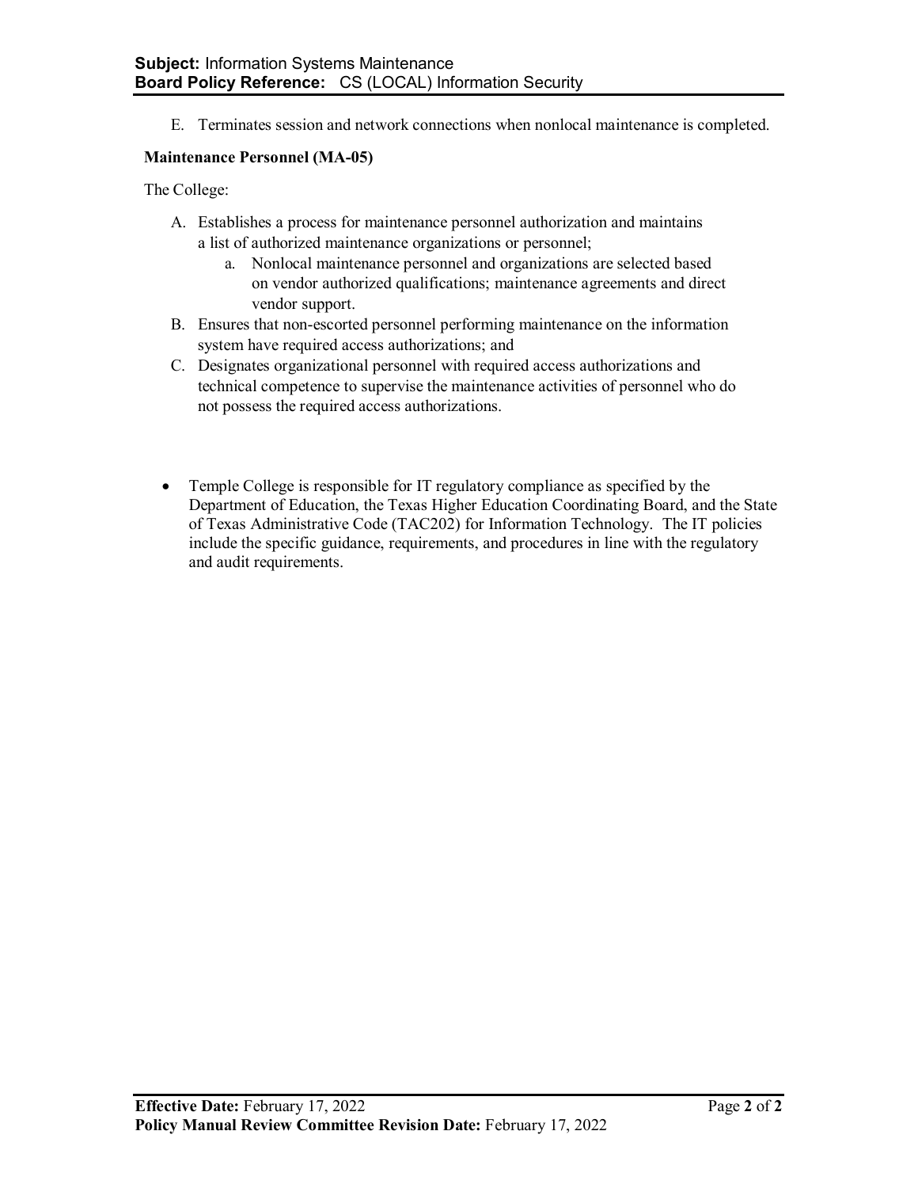E. Terminates session and network connections when nonlocal maintenance is completed.

**Maintenance Personnel (MA-05)**

The College:

A. Establishes a process for maintenance personnel authorization and maintains a list of authorized maintenance organizations or personnel;
   a. Nonlocal maintenance personnel and organizations are selected based on vendor authorized qualifications; maintenance agreements and direct vendor support.
B. Ensures that non-escorted personnel performing maintenance on the information system have required access authorizations; and
C. Designates organizational personnel with required access authorizations and technical competence to supervise the maintenance activities of personnel who do not possess the required access authorizations.

- Temple College is responsible for IT regulatory compliance as specified by the Department of Education, the Texas Higher Education Coordinating Board, and the State of Texas Administrative Code (TAC202) for Information Technology. The IT policies include the specific guidance, requirements, and procedures in line with the regulatory and audit requirements.